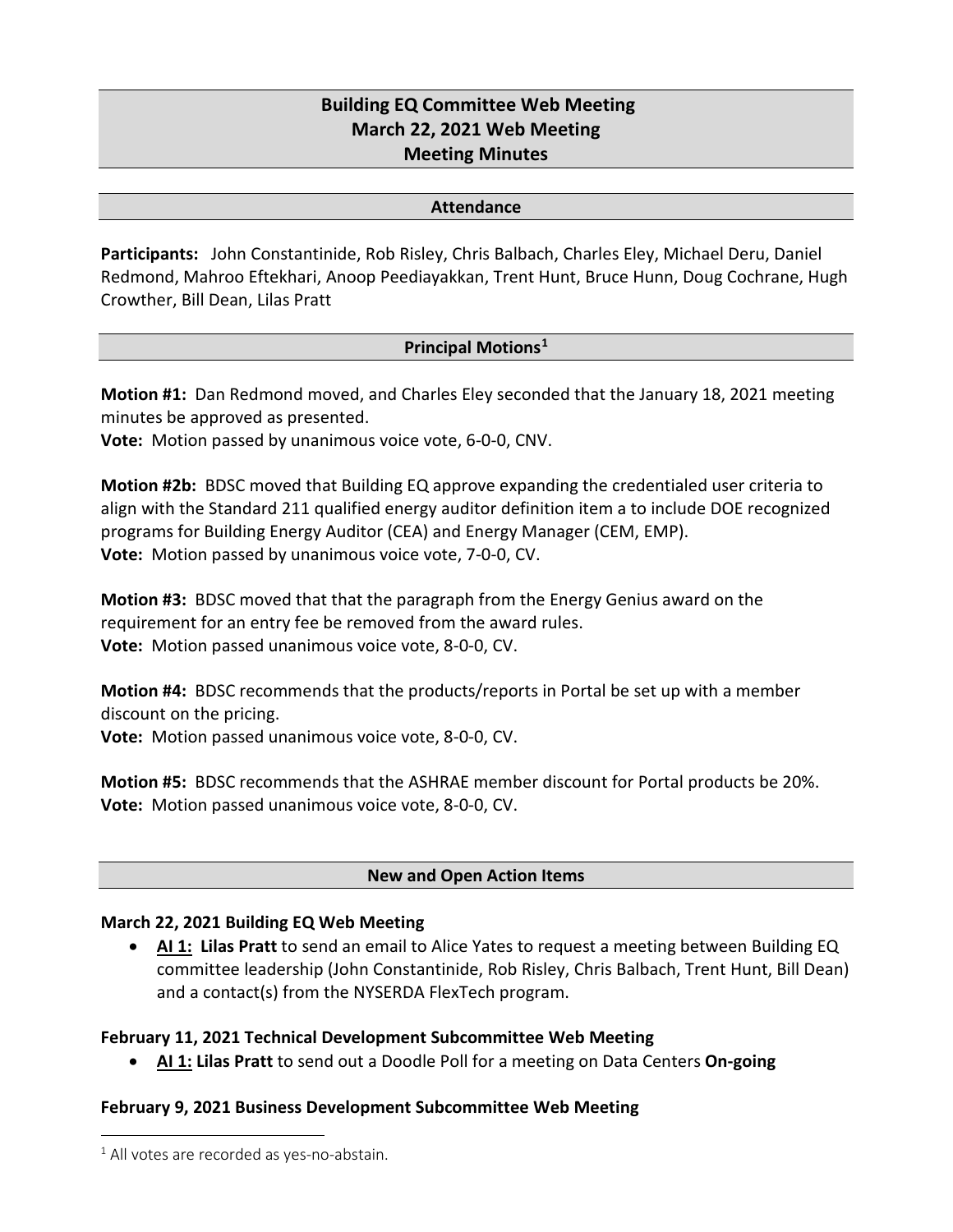# Building EQ Committee Web Meeting
# March 22, 2021 Web Meeting
# Meeting Minutes

## Attendance

**Participants:** John Constantinide, Rob Risley, Chris Balbach, Charles Eley, Michael Deru, Daniel Redmond, Mahroo Eftekhari, Anoop Peediayakkan, Trent Hunt, Bruce Hunn, Doug Cochrane, Hugh Crowther, Bill Dean, Lilas Pratt

## Principal Motions[1]

**Motion #1:** Dan Redmond moved, and Charles Eley seconded that the January 18, 2021 meeting minutes be approved as presented.
**Vote:** Motion passed by unanimous voice vote, 6-0-0, CNV.

**Motion #2b:** BDSC moved that Building EQ approve expanding the credentialed user criteria to align with the Standard 211 qualified energy auditor definition item a to include DOE recognized programs for Building Energy Auditor (CEA) and Energy Manager (CEM, EMP).
**Vote:** Motion passed by unanimous voice vote, 7-0-0, CV.

**Motion #3:** BDSC moved that that the paragraph from the Energy Genius award on the requirement for an entry fee be removed from the award rules.
**Vote:** Motion passed unanimous voice vote, 8-0-0, CV.

**Motion #4:** BDSC recommends that the products/reports in Portal be set up with a member discount on the pricing.
**Vote:** Motion passed unanimous voice vote, 8-0-0, CV.

**Motion #5:** BDSC recommends that the ASHRAE member discount for Portal products be 20%.
**Vote:** Motion passed unanimous voice vote, 8-0-0, CV.

## New and Open Action Items

### March 22, 2021 Building EQ Web Meeting

- **AI 1: Lilas Pratt** to send an email to Alice Yates to request a meeting between Building EQ committee leadership (John Constantinide, Rob Risley, Chris Balbach, Trent Hunt, Bill Dean) and a contact(s) from the NYSERDA FlexTech program.

### February 11, 2021 Technical Development Subcommittee Web Meeting

- **AI 1: Lilas Pratt** to send out a Doodle Poll for a meeting on Data Centers **On-going**

### February 9, 2021 Business Development Subcommittee Web Meeting

[1] All votes are recorded as yes-no-abstain.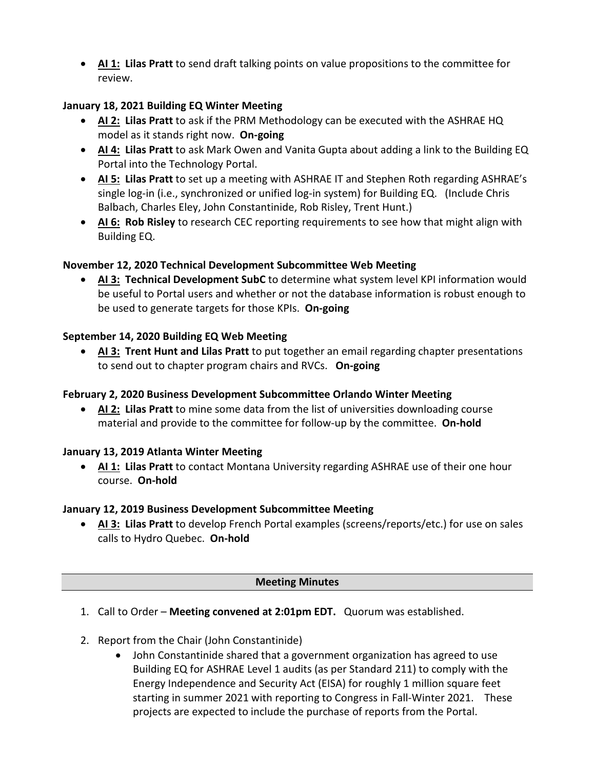- **AI 1: Lilas Pratt** to send draft talking points on value propositions to the committee for review.

**January 18, 2021 Building EQ Winter Meeting**

- **AI 2: Lilas Pratt** to ask if the PRM Methodology can be executed with the ASHRAE HQ model as it stands right now. **On-going**
- **AI 4: Lilas Pratt** to ask Mark Owen and Vanita Gupta about adding a link to the Building EQ Portal into the Technology Portal.
- **AI 5: Lilas Pratt** to set up a meeting with ASHRAE IT and Stephen Roth regarding ASHRAE's single log-in (i.e., synchronized or unified log-in system) for Building EQ. (Include Chris Balbach, Charles Eley, John Constantinide, Rob Risley, Trent Hunt.)
- **AI 6: Rob Risley** to research CEC reporting requirements to see how that might align with Building EQ.

**November 12, 2020 Technical Development Subcommittee Web Meeting**

- **AI 3: Technical Development SubC** to determine what system level KPI information would be useful to Portal users and whether or not the database information is robust enough to be used to generate targets for those KPIs. **On-going**

**September 14, 2020 Building EQ Web Meeting**

- **AI 3: Trent Hunt and Lilas Pratt** to put together an email regarding chapter presentations to send out to chapter program chairs and RVCs. **On-going**

**February 2, 2020 Business Development Subcommittee Orlando Winter Meeting**

- **AI 2: Lilas Pratt** to mine some data from the list of universities downloading course material and provide to the committee for follow-up by the committee. **On-hold**

**January 13, 2019 Atlanta Winter Meeting**

- **AI 1: Lilas Pratt** to contact Montana University regarding ASHRAE use of their one hour course. **On-hold**

**January 12, 2019 Business Development Subcommittee Meeting**

- **AI 3: Lilas Pratt** to develop French Portal examples (screens/reports/etc.) for use on sales calls to Hydro Quebec. **On-hold**

## Meeting Minutes

1. Call to Order – **Meeting convened at 2:01pm EDT.** Quorum was established.

2. Report from the Chair (John Constantinide)
   - John Constantinide shared that a government organization has agreed to use Building EQ for ASHRAE Level 1 audits (as per Standard 211) to comply with the Energy Independence and Security Act (EISA) for roughly 1 million square feet starting in summer 2021 with reporting to Congress in Fall-Winter 2021. These projects are expected to include the purchase of reports from the Portal.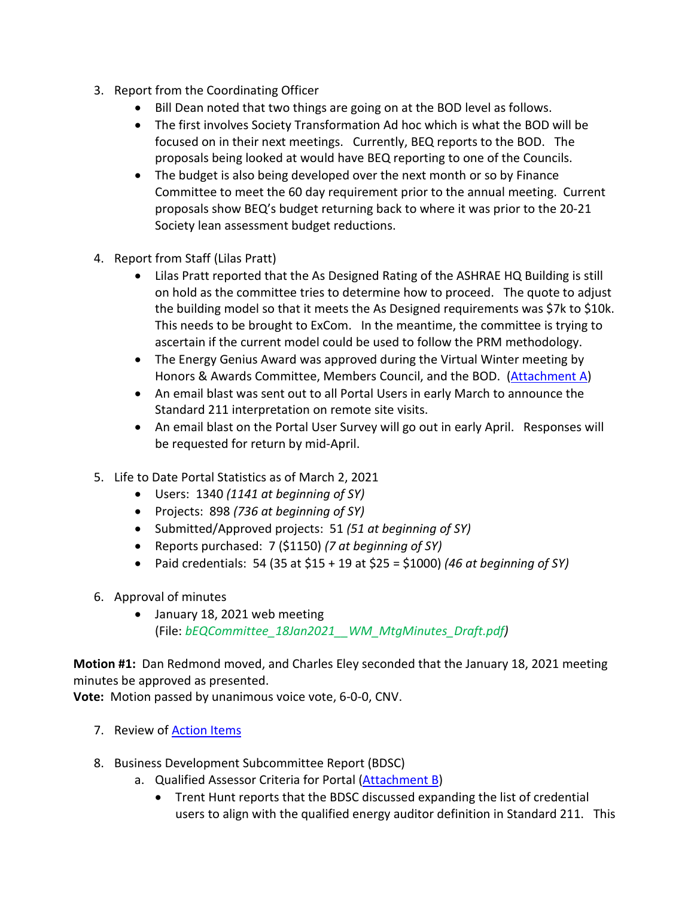3. Report from the Coordinating Officer
   - Bill Dean noted that two things are going on at the BOD level as follows.
   - The first involves Society Transformation Ad hoc which is what the BOD will be focused on in their next meetings. Currently, BEQ reports to the BOD. The proposals being looked at would have BEQ reporting to one of the Councils.
   - The budget is also being developed over the next month or so by Finance Committee to meet the 60 day requirement prior to the annual meeting. Current proposals show BEQ's budget returning back to where it was prior to the 20-21 Society lean assessment budget reductions.

4. Report from Staff (Lilas Pratt)
   - Lilas Pratt reported that the As Designed Rating of the ASHRAE HQ Building is still on hold as the committee tries to determine how to proceed. The quote to adjust the building model so that it meets the As Designed requirements was $7k to $10k. This needs to be brought to ExCom. In the meantime, the committee is trying to ascertain if the current model could be used to follow the PRM methodology.
   - The Energy Genius Award was approved during the Virtual Winter meeting by Honors & Awards Committee, Members Council, and the BOD. (Attachment A)
   - An email blast was sent out to all Portal Users in early March to announce the Standard 211 interpretation on remote site visits.
   - An email blast on the Portal User Survey will go out in early April. Responses will be requested for return by mid-April.

5. Life to Date Portal Statistics as of March 2, 2021
   - Users: 1340 *(1141 at beginning of SY)*
   - Projects: 898 *(736 at beginning of SY)*
   - Submitted/Approved projects: 51 *(51 at beginning of SY)*
   - Reports purchased: 7 ($1150) *(7 at beginning of SY)*
   - Paid credentials: 54 (35 at $15 + 19 at $25 = $1000) *(46 at beginning of SY)*

6. Approval of minutes
   - January 18, 2021 web meeting (File: *bEQCommittee_18Jan2021__WM_MtgMinutes_Draft.pdf)*

**Motion #1:** Dan Redmond moved, and Charles Eley seconded that the January 18, 2021 meeting minutes be approved as presented.
**Vote:** Motion passed by unanimous voice vote, 6-0-0, CNV.

7. Review of Action Items

8. Business Development Subcommittee Report (BDSC)
   a. Qualified Assessor Criteria for Portal (Attachment B)
      - Trent Hunt reports that the BDSC discussed expanding the list of credential users to align with the qualified energy auditor definition in Standard 211. This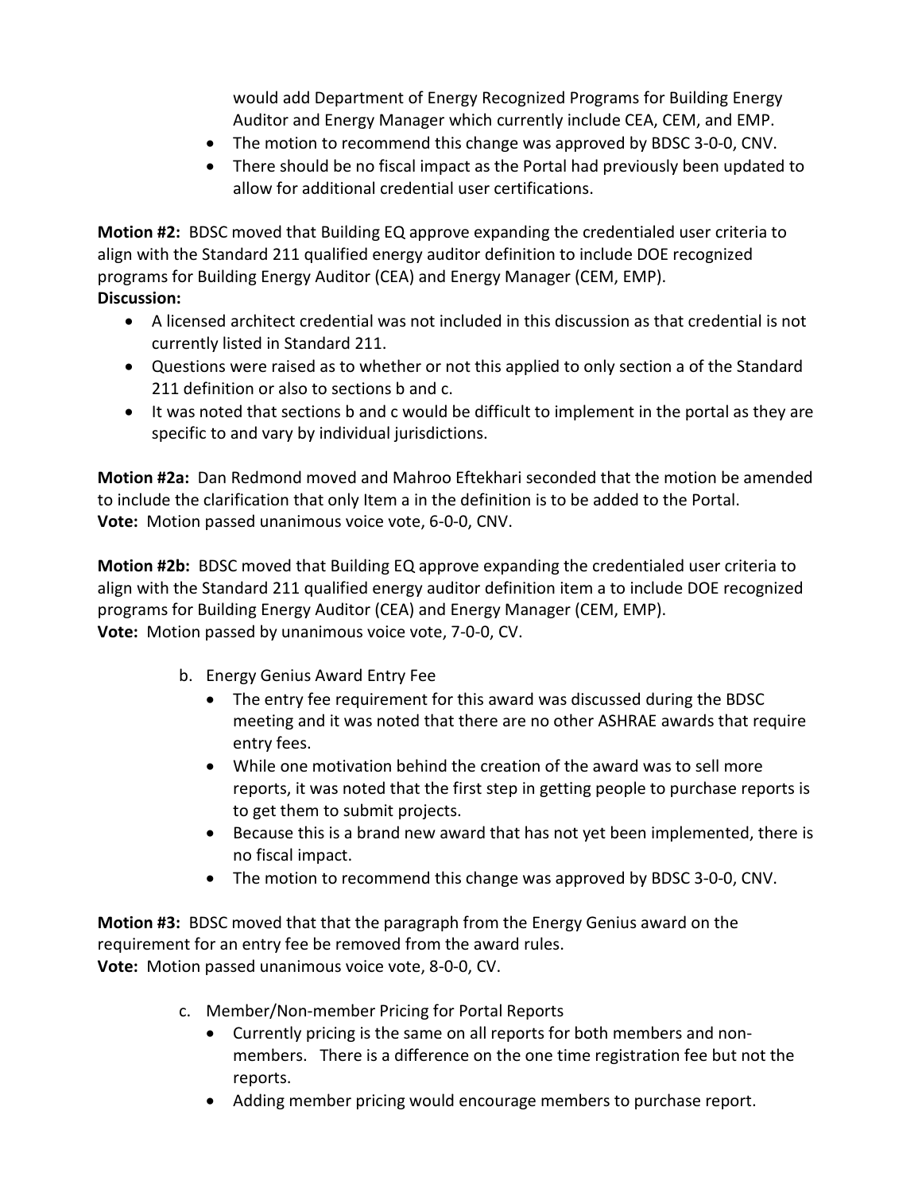would add Department of Energy Recognized Programs for Building Energy Auditor and Energy Manager which currently include CEA, CEM, and EMP.

- The motion to recommend this change was approved by BDSC 3-0-0, CNV.
- There should be no fiscal impact as the Portal had previously been updated to allow for additional credential user certifications.

**Motion #2:** BDSC moved that Building EQ approve expanding the credentialed user criteria to align with the Standard 211 qualified energy auditor definition to include DOE recognized programs for Building Energy Auditor (CEA) and Energy Manager (CEM, EMP).
**Discussion:**

- A licensed architect credential was not included in this discussion as that credential is not currently listed in Standard 211.
- Questions were raised as to whether or not this applied to only section a of the Standard 211 definition or also to sections b and c.
- It was noted that sections b and c would be difficult to implement in the portal as they are specific to and vary by individual jurisdictions.

**Motion #2a:** Dan Redmond moved and Mahroo Eftekhari seconded that the motion be amended to include the clarification that only Item a in the definition is to be added to the Portal.
**Vote:** Motion passed unanimous voice vote, 6-0-0, CNV.

**Motion #2b:** BDSC moved that Building EQ approve expanding the credentialed user criteria to align with the Standard 211 qualified energy auditor definition item a to include DOE recognized programs for Building Energy Auditor (CEA) and Energy Manager (CEM, EMP).
**Vote:** Motion passed by unanimous voice vote, 7-0-0, CV.

b. Energy Genius Award Entry Fee
   - The entry fee requirement for this award was discussed during the BDSC meeting and it was noted that there are no other ASHRAE awards that require entry fees.
   - While one motivation behind the creation of the award was to sell more reports, it was noted that the first step in getting people to purchase reports is to get them to submit projects.
   - Because this is a brand new award that has not yet been implemented, there is no fiscal impact.
   - The motion to recommend this change was approved by BDSC 3-0-0, CNV.

**Motion #3:** BDSC moved that that the paragraph from the Energy Genius award on the requirement for an entry fee be removed from the award rules.
**Vote:** Motion passed unanimous voice vote, 8-0-0, CV.

c. Member/Non-member Pricing for Portal Reports
   - Currently pricing is the same on all reports for both members and non-members. There is a difference on the one time registration fee but not the reports.
   - Adding member pricing would encourage members to purchase report.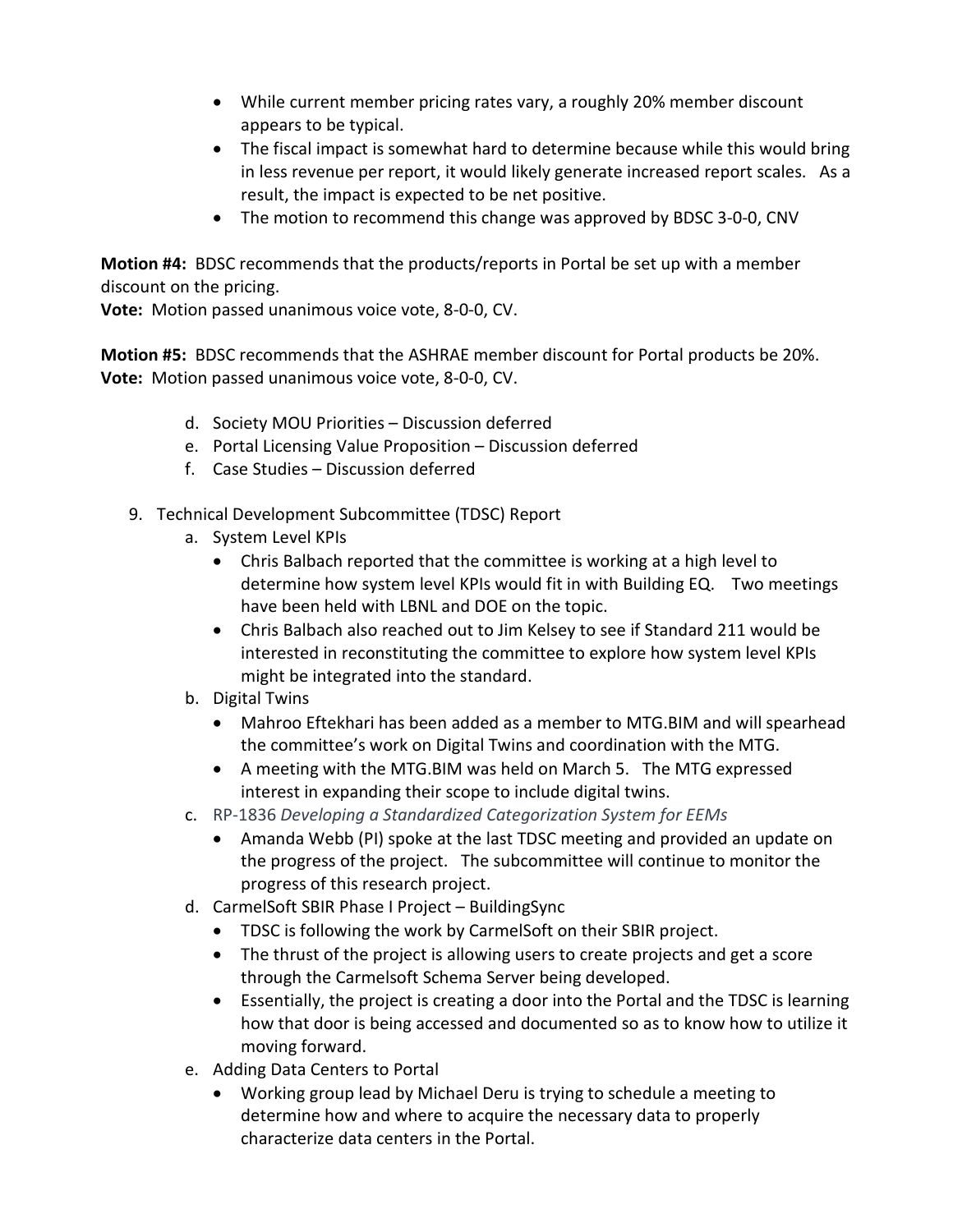- While current member pricing rates vary, a roughly 20% member discount appears to be typical.
- The fiscal impact is somewhat hard to determine because while this would bring in less revenue per report, it would likely generate increased report scales. As a result, the impact is expected to be net positive.
- The motion to recommend this change was approved by BDSC 3-0-0, CNV

**Motion #4:** BDSC recommends that the products/reports in Portal be set up with a member discount on the pricing.
**Vote:** Motion passed unanimous voice vote, 8-0-0, CV.

**Motion #5:** BDSC recommends that the ASHRAE member discount for Portal products be 20%.
**Vote:** Motion passed unanimous voice vote, 8-0-0, CV.

d. Society MOU Priorities – Discussion deferred
e. Portal Licensing Value Proposition – Discussion deferred
f. Case Studies – Discussion deferred

9. Technical Development Subcommittee (TDSC) Report
   a. System Level KPIs
      - Chris Balbach reported that the committee is working at a high level to determine how system level KPIs would fit in with Building EQ. Two meetings have been held with LBNL and DOE on the topic.
      - Chris Balbach also reached out to Jim Kelsey to see if Standard 211 would be interested in reconstituting the committee to explore how system level KPIs might be integrated into the standard.
   b. Digital Twins
      - Mahroo Eftekhari has been added as a member to MTG.BIM and will spearhead the committee's work on Digital Twins and coordination with the MTG.
      - A meeting with the MTG.BIM was held on March 5. The MTG expressed interest in expanding their scope to include digital twins.
   c. RP-1836 *Developing a Standardized Categorization System for EEMs*
      - Amanda Webb (PI) spoke at the last TDSC meeting and provided an update on the progress of the project. The subcommittee will continue to monitor the progress of this research project.
   d. CarmelSoft SBIR Phase I Project – BuildingSync
      - TDSC is following the work by CarmelSoft on their SBIR project.
      - The thrust of the project is allowing users to create projects and get a score through the Carmelsoft Schema Server being developed.
      - Essentially, the project is creating a door into the Portal and the TDSC is learning how that door is being accessed and documented so as to know how to utilize it moving forward.
   e. Adding Data Centers to Portal
      - Working group lead by Michael Deru is trying to schedule a meeting to determine how and where to acquire the necessary data to properly characterize data centers in the Portal.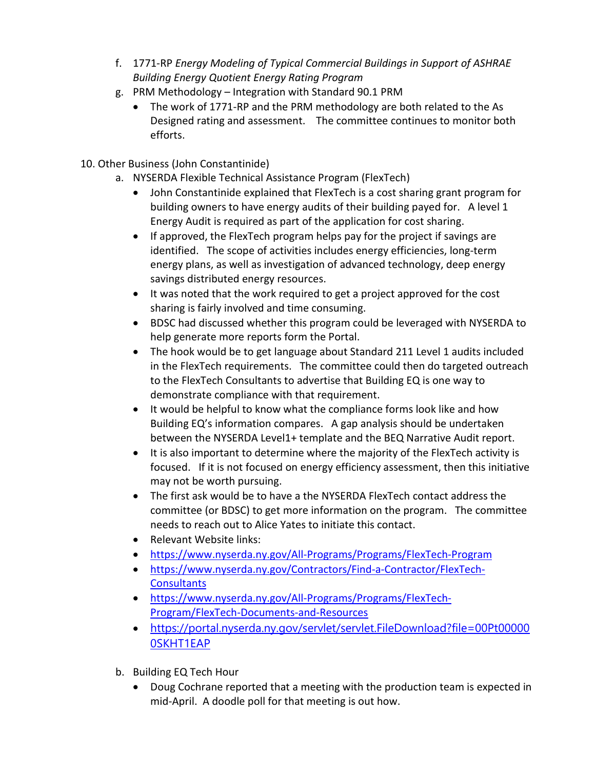f. 1771-RP *Energy Modeling of Typical Commercial Buildings in Support of ASHRAE Building Energy Quotient Energy Rating Program*

g. PRM Methodology – Integration with Standard 90.1 PRM
   - The work of 1771-RP and the PRM methodology are both related to the As Designed rating and assessment. The committee continues to monitor both efforts.

10. Other Business (John Constantinide)

a. NYSERDA Flexible Technical Assistance Program (FlexTech)
   - John Constantinide explained that FlexTech is a cost sharing grant program for building owners to have energy audits of their building payed for. A level 1 Energy Audit is required as part of the application for cost sharing.
   - If approved, the FlexTech program helps pay for the project if savings are identified. The scope of activities includes energy efficiencies, long-term energy plans, as well as investigation of advanced technology, deep energy savings distributed energy resources.
   - It was noted that the work required to get a project approved for the cost sharing is fairly involved and time consuming.
   - BDSC had discussed whether this program could be leveraged with NYSERDA to help generate more reports form the Portal.
   - The hook would be to get language about Standard 211 Level 1 audits included in the FlexTech requirements. The committee could then do targeted outreach to the FlexTech Consultants to advertise that Building EQ is one way to demonstrate compliance with that requirement.
   - It would be helpful to know what the compliance forms look like and how Building EQ's information compares. A gap analysis should be undertaken between the NYSERDA Level1+ template and the BEQ Narrative Audit report.
   - It is also important to determine where the majority of the FlexTech activity is focused. If it is not focused on energy efficiency assessment, then this initiative may not be worth pursuing.
   - The first ask would be to have a the NYSERDA FlexTech contact address the committee (or BDSC) to get more information on the program. The committee needs to reach out to Alice Yates to initiate this contact.
   - Relevant Website links:
   - https://www.nyserda.ny.gov/All-Programs/Programs/FlexTech-Program
   - https://www.nyserda.ny.gov/Contractors/Find-a-Contractor/FlexTech-Consultants
   - https://www.nyserda.ny.gov/All-Programs/Programs/FlexTech-Program/FlexTech-Documents-and-Resources
   - https://portal.nyserda.ny.gov/servlet/servlet.FileDownload?file=00Pt000000SKHT1EAP

b. Building EQ Tech Hour
   - Doug Cochrane reported that a meeting with the production team is expected in mid-April. A doodle poll for that meeting is out how.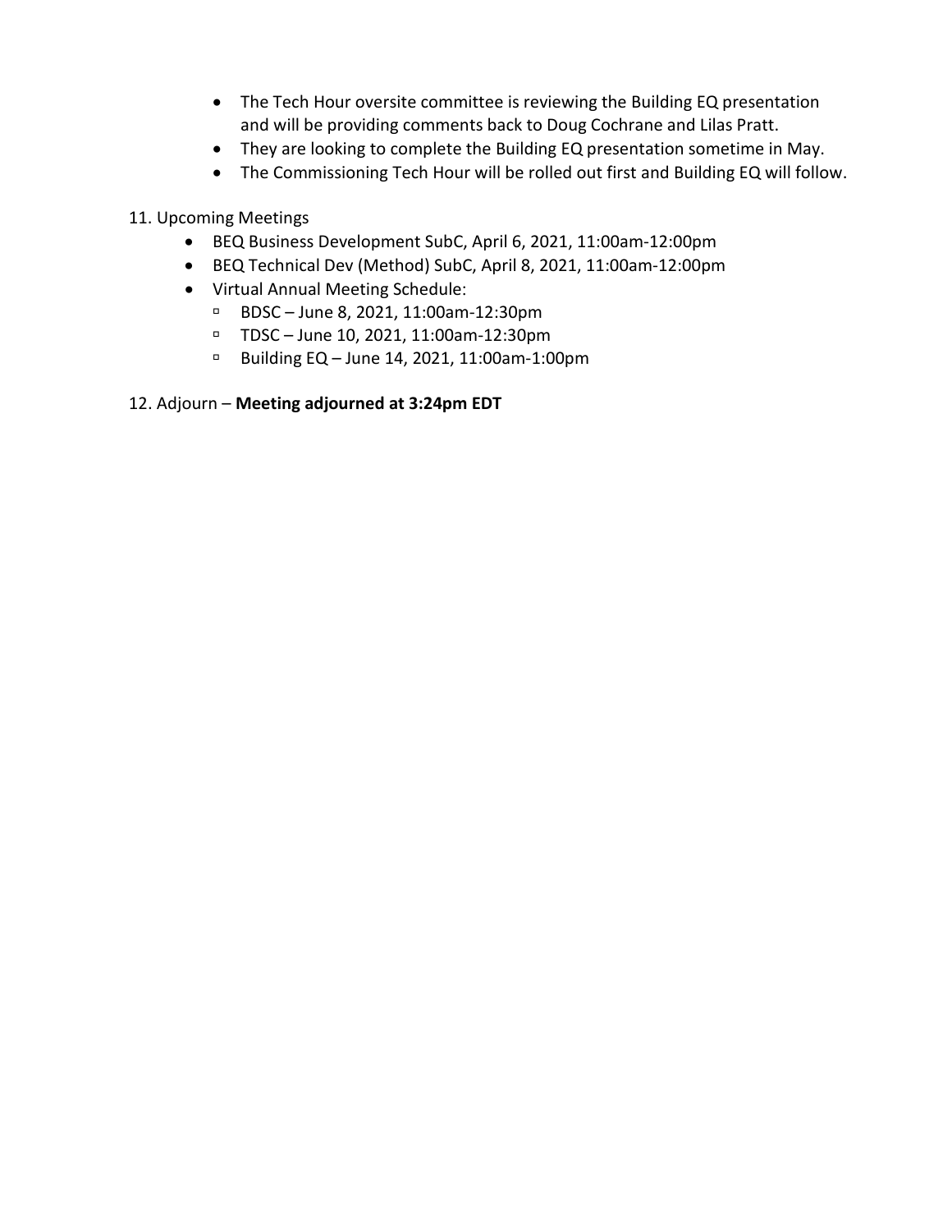- The Tech Hour oversite committee is reviewing the Building EQ presentation and will be providing comments back to Doug Cochrane and Lilas Pratt.
- They are looking to complete the Building EQ presentation sometime in May.
- The Commissioning Tech Hour will be rolled out first and Building EQ will follow.

11. Upcoming Meetings

- BEQ Business Development SubC, April 6, 2021, 11:00am-12:00pm
- BEQ Technical Dev (Method) SubC, April 8, 2021, 11:00am-12:00pm
- Virtual Annual Meeting Schedule:
  - BDSC – June 8, 2021, 11:00am-12:30pm
  - TDSC – June 10, 2021, 11:00am-12:30pm
  - Building EQ – June 14, 2021, 11:00am-1:00pm

12. Adjourn – **Meeting adjourned at 3:24pm EDT**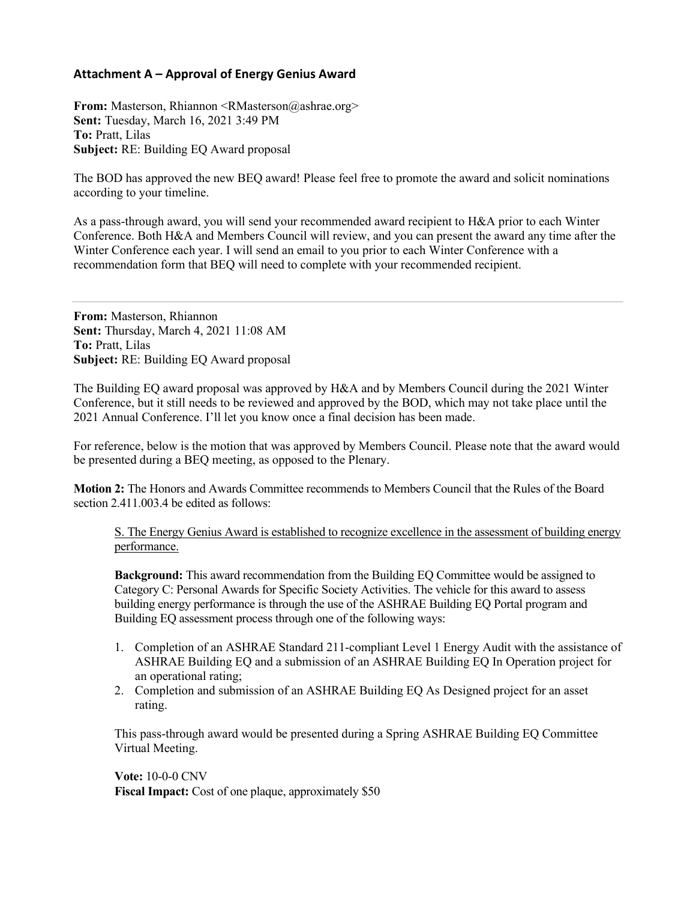## Attachment A – Approval of Energy Genius Award

**From:** Masterson, Rhiannon <RMasterson@ashrae.org>
**Sent:** Tuesday, March 16, 2021 3:49 PM
**To:** Pratt, Lilas
**Subject:** RE: Building EQ Award proposal

The BOD has approved the new BEQ award! Please feel free to promote the award and solicit nominations according to your timeline.

As a pass-through award, you will send your recommended award recipient to H&A prior to each Winter Conference. Both H&A and Members Council will review, and you can present the award any time after the Winter Conference each year. I will send an email to you prior to each Winter Conference with a recommendation form that BEQ will need to complete with your recommended recipient.

---

**From:** Masterson, Rhiannon
**Sent:** Thursday, March 4, 2021 11:08 AM
**To:** Pratt, Lilas
**Subject:** RE: Building EQ Award proposal

The Building EQ award proposal was approved by H&A and by Members Council during the 2021 Winter Conference, but it still needs to be reviewed and approved by the BOD, which may not take place until the 2021 Annual Conference. I'll let you know once a final decision has been made.

For reference, below is the motion that was approved by Members Council. Please note that the award would be presented during a BEQ meeting, as opposed to the Plenary.

**Motion 2:** The Honors and Awards Committee recommends to Members Council that the Rules of the Board section 2.411.003.4 be edited as follows:

> <u>S. The Energy Genius Award is established to recognize excellence in the assessment of building energy performance.</u>
>
> **Background:** This award recommendation from the Building EQ Committee would be assigned to Category C: Personal Awards for Specific Society Activities. The vehicle for this award to assess building energy performance is through the use of the ASHRAE Building EQ Portal program and Building EQ assessment process through one of the following ways:
>
> 1. Completion of an ASHRAE Standard 211-compliant Level 1 Energy Audit with the assistance of ASHRAE Building EQ and a submission of an ASHRAE Building EQ In Operation project for an operational rating;
> 2. Completion and submission of an ASHRAE Building EQ As Designed project for an asset rating.
>
> This pass-through award would be presented during a Spring ASHRAE Building EQ Committee Virtual Meeting.
>
> **Vote:** 10-0-0 CNV
> **Fiscal Impact:** Cost of one plaque, approximately $50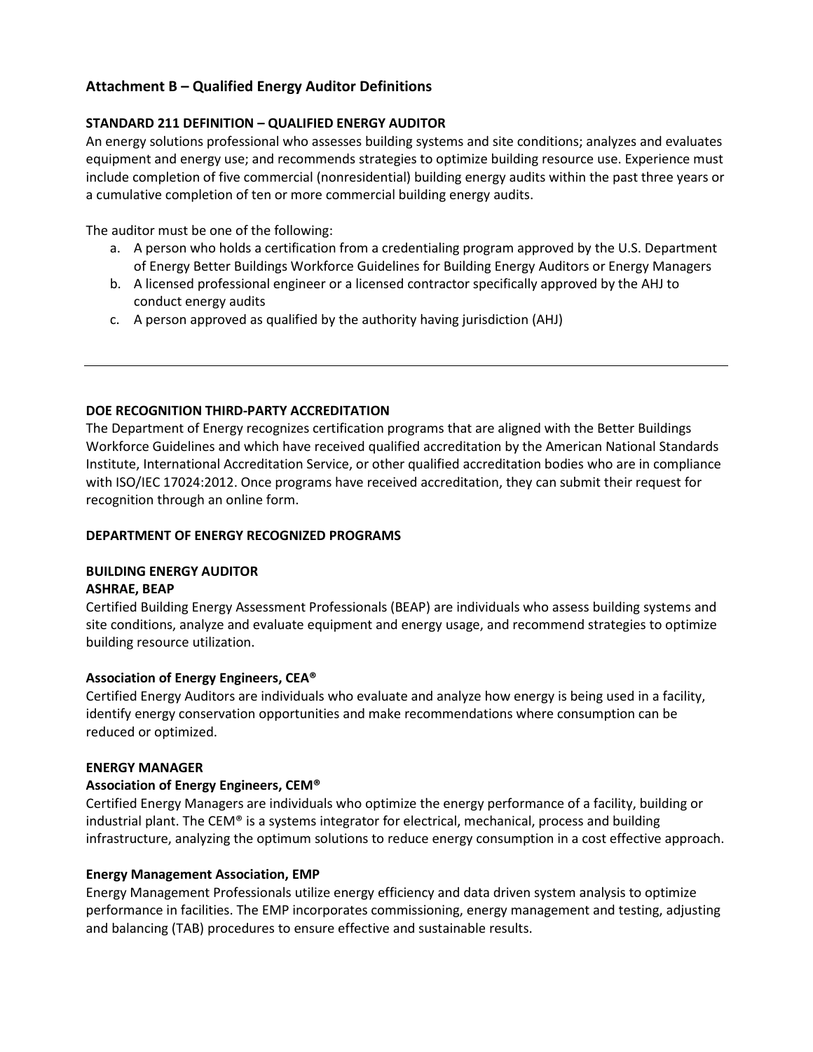## Attachment B – Qualified Energy Auditor Definitions

**STANDARD 211 DEFINITION – QUALIFIED ENERGY AUDITOR**

An energy solutions professional who assesses building systems and site conditions; analyzes and evaluates equipment and energy use; and recommends strategies to optimize building resource use. Experience must include completion of five commercial (nonresidential) building energy audits within the past three years or a cumulative completion of ten or more commercial building energy audits.

The auditor must be one of the following:

a. A person who holds a certification from a credentialing program approved by the U.S. Department of Energy Better Buildings Workforce Guidelines for Building Energy Auditors or Energy Managers
b. A licensed professional engineer or a licensed contractor specifically approved by the AHJ to conduct energy audits
c. A person approved as qualified by the authority having jurisdiction (AHJ)

---

**DOE RECOGNITION THIRD-PARTY ACCREDITATION**

The Department of Energy recognizes certification programs that are aligned with the Better Buildings Workforce Guidelines and which have received qualified accreditation by the American National Standards Institute, International Accreditation Service, or other qualified accreditation bodies who are in compliance with ISO/IEC 17024:2012. Once programs have received accreditation, they can submit their request for recognition through an online form.

**DEPARTMENT OF ENERGY RECOGNIZED PROGRAMS**

**BUILDING ENERGY AUDITOR**

**ASHRAE, BEAP**

Certified Building Energy Assessment Professionals (BEAP) are individuals who assess building systems and site conditions, analyze and evaluate equipment and energy usage, and recommend strategies to optimize building resource utilization.

**Association of Energy Engineers, CEA®**

Certified Energy Auditors are individuals who evaluate and analyze how energy is being used in a facility, identify energy conservation opportunities and make recommendations where consumption can be reduced or optimized.

**ENERGY MANAGER**

**Association of Energy Engineers, CEM®**

Certified Energy Managers are individuals who optimize the energy performance of a facility, building or industrial plant. The CEM® is a systems integrator for electrical, mechanical, process and building infrastructure, analyzing the optimum solutions to reduce energy consumption in a cost effective approach.

**Energy Management Association, EMP**

Energy Management Professionals utilize energy efficiency and data driven system analysis to optimize performance in facilities. The EMP incorporates commissioning, energy management and testing, adjusting and balancing (TAB) procedures to ensure effective and sustainable results.